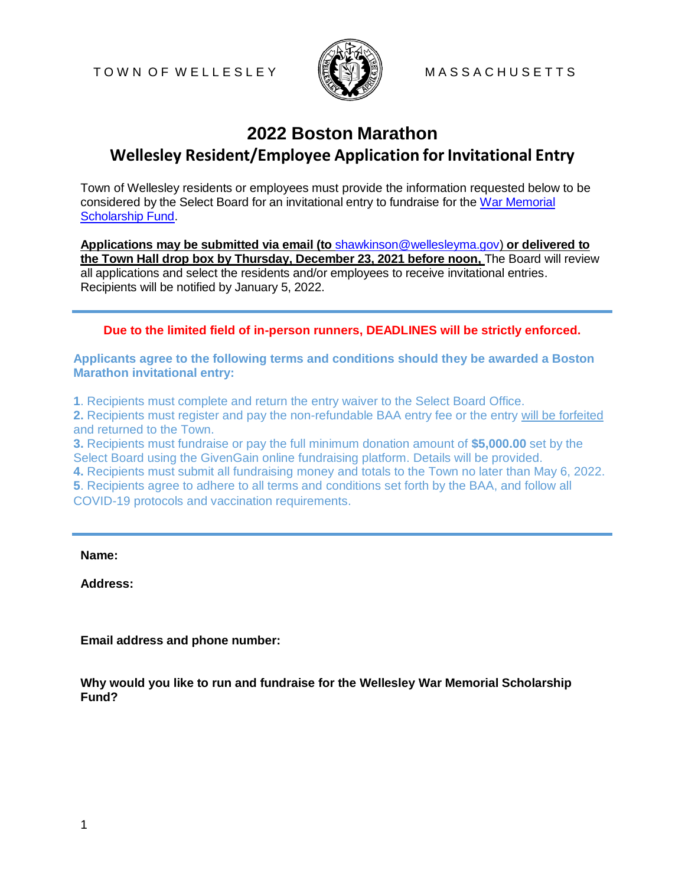TOWN OF WELLESLEY MASSACHUSETTS

# 2022 Boston Marathon

## Wellesley Resident/Employee Application for Invitational Entry

Town of Wellesley residents or employees must provide the information requested below to be considered by the Select Board for an invitational entry to fundraise for the War Memorial Scholarship Fund.

**Applications may be submitted via email (to shawkinson@wellesleyma.gov) or delivered to the Town Hall drop box by Thursday, December 23, 2021 before noon,** The Board will review all applications and select the residents and/or employees to receive invitational entries. Recipients will be notified by January 5, 2022.

---

**Due to the limited field of in-person runners, DEADLINES will be strictly enforced.**

**Applicants agree to the following terms and conditions should they be awarded a Boston Marathon invitational entry:**

**1**. Recipients must complete and return the entry waiver to the Select Board Office.
**2.** Recipients must register and pay the non-refundable BAA entry fee or the entry will be forfeited and returned to the Town.
**3.** Recipients must fundraise or pay the full minimum donation amount of **$5,000.00** set by the Select Board using the GivenGain online fundraising platform. Details will be provided.
**4.** Recipients must submit all fundraising money and totals to the Town no later than May 6, 2022.
**5**. Recipients agree to adhere to all terms and conditions set forth by the BAA, and follow all COVID-19 protocols and vaccination requirements.

---

**Name:**

**Address:**

**Email address and phone number:**

**Why would you like to run and fundraise for the Wellesley War Memorial Scholarship Fund?**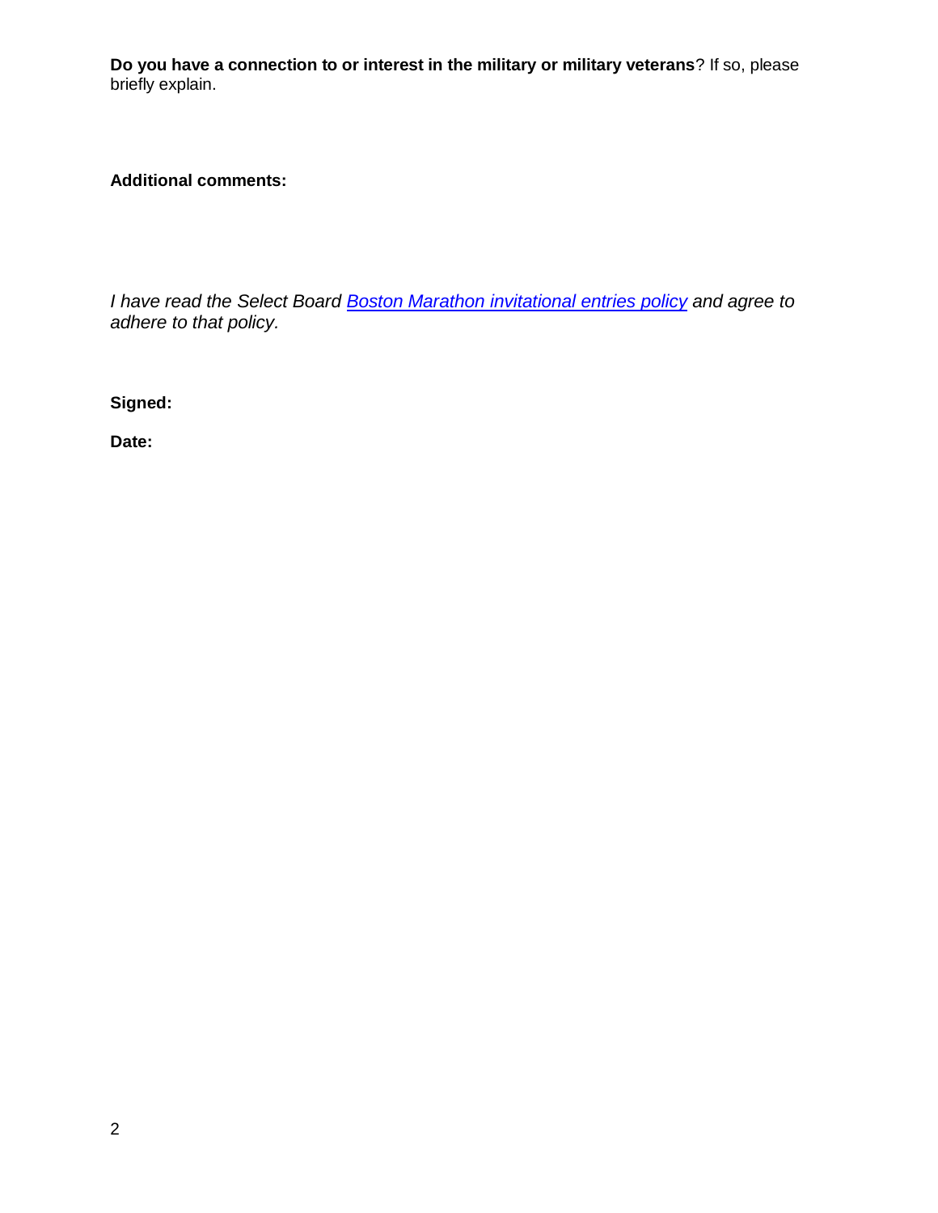**Do you have a connection to or interest in the military or military veterans**? If so, please briefly explain.

**Additional comments:**

*I have read the Select Board [Boston Marathon invitational entries policy]() and agree to adhere to that policy.*

**Signed:**

**Date:**